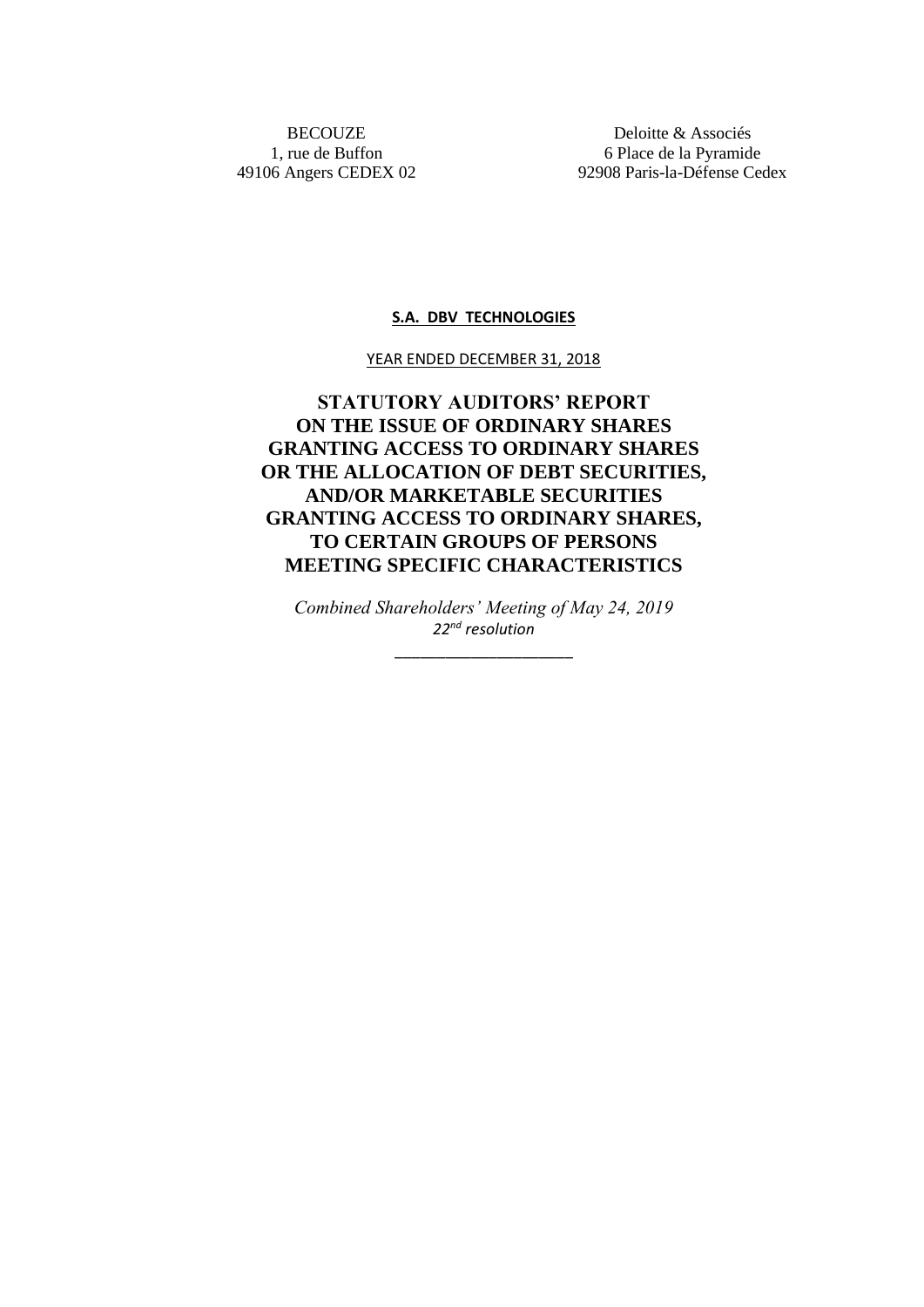BECOUZE
1, rue de Buffon
49106 Angers CEDEX 02

Deloitte & Associés
6 Place de la Pyramide
92908 Paris-la-Défense Cedex

**S.A. DBV TECHNOLOGIES**

YEAR ENDED DECEMBER 31, 2018

# STATUTORY AUDITORS' REPORT ON THE ISSUE OF ORDINARY SHARES GRANTING ACCESS TO ORDINARY SHARES OR THE ALLOCATION OF DEBT SECURITIES, AND/OR MARKETABLE SECURITIES GRANTING ACCESS TO ORDINARY SHARES, TO CERTAIN GROUPS OF PERSONS MEETING SPECIFIC CHARACTERISTICS

*Combined Shareholders' Meeting of May 24, 2019*
*22nd resolution*

---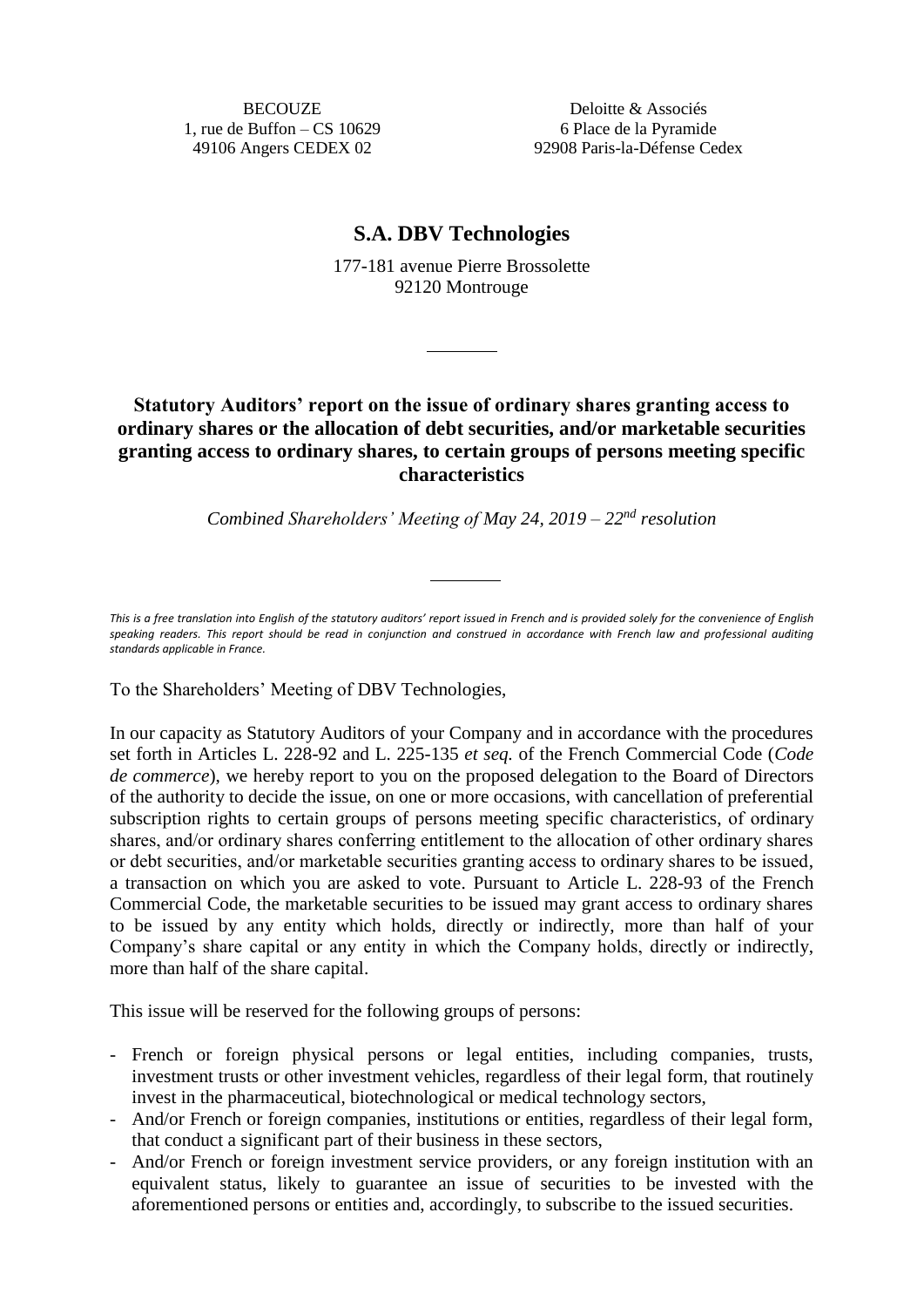BECOUZE
1, rue de Buffon – CS 10629
49106 Angers CEDEX 02

Deloitte & Associés
6 Place de la Pyramide
92908 Paris-la-Défense Cedex

## S.A. DBV Technologies

177-181 avenue Pierre Brossolette
92120 Montrouge

---

### Statutory Auditors' report on the issue of ordinary shares granting access to ordinary shares or the allocation of debt securities, and/or marketable securities granting access to ordinary shares, to certain groups of persons meeting specific characteristics

*Combined Shareholders' Meeting of May 24, 2019 – 22nd resolution*

---

*This is a free translation into English of the statutory auditors' report issued in French and is provided solely for the convenience of English speaking readers. This report should be read in conjunction and construed in accordance with French law and professional auditing standards applicable in France.*

To the Shareholders' Meeting of DBV Technologies,

In our capacity as Statutory Auditors of your Company and in accordance with the procedures set forth in Articles L. 228-92 and L. 225-135 *et seq.* of the French Commercial Code (*Code de commerce*), we hereby report to you on the proposed delegation to the Board of Directors of the authority to decide the issue, on one or more occasions, with cancellation of preferential subscription rights to certain groups of persons meeting specific characteristics, of ordinary shares, and/or ordinary shares conferring entitlement to the allocation of other ordinary shares or debt securities, and/or marketable securities granting access to ordinary shares to be issued, a transaction on which you are asked to vote. Pursuant to Article L. 228-93 of the French Commercial Code, the marketable securities to be issued may grant access to ordinary shares to be issued by any entity which holds, directly or indirectly, more than half of your Company's share capital or any entity in which the Company holds, directly or indirectly, more than half of the share capital.

This issue will be reserved for the following groups of persons:

- French or foreign physical persons or legal entities, including companies, trusts, investment trusts or other investment vehicles, regardless of their legal form, that routinely invest in the pharmaceutical, biotechnological or medical technology sectors,
- And/or French or foreign companies, institutions or entities, regardless of their legal form, that conduct a significant part of their business in these sectors,
- And/or French or foreign investment service providers, or any foreign institution with an equivalent status, likely to guarantee an issue of securities to be invested with the aforementioned persons or entities and, accordingly, to subscribe to the issued securities.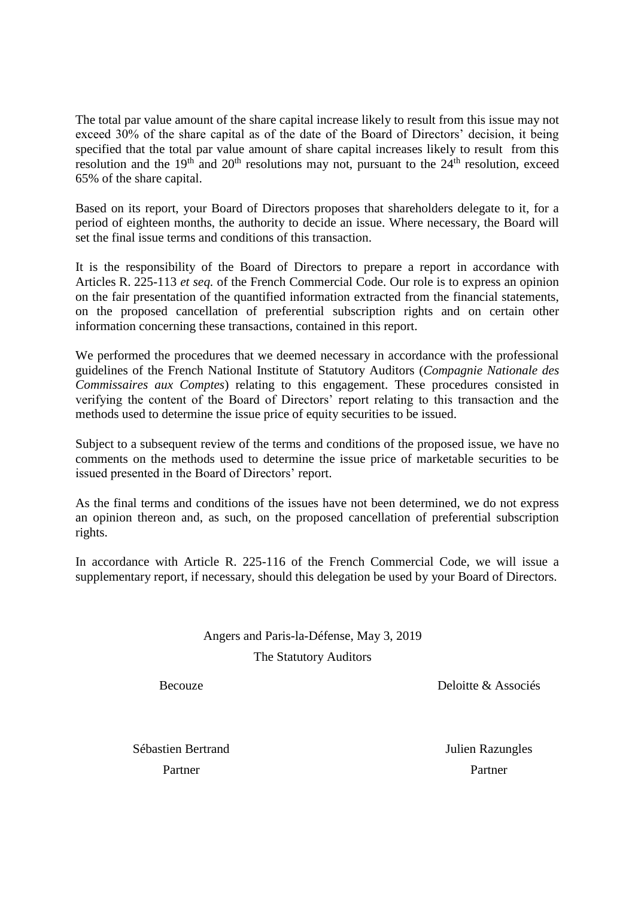The total par value amount of the share capital increase likely to result from this issue may not exceed 30% of the share capital as of the date of the Board of Directors' decision, it being specified that the total par value amount of share capital increases likely to result from this resolution and the 19th and 20th resolutions may not, pursuant to the 24th resolution, exceed 65% of the share capital.

Based on its report, your Board of Directors proposes that shareholders delegate to it, for a period of eighteen months, the authority to decide an issue. Where necessary, the Board will set the final issue terms and conditions of this transaction.

It is the responsibility of the Board of Directors to prepare a report in accordance with Articles R. 225-113 *et seq.* of the French Commercial Code. Our role is to express an opinion on the fair presentation of the quantified information extracted from the financial statements, on the proposed cancellation of preferential subscription rights and on certain other information concerning these transactions, contained in this report.

We performed the procedures that we deemed necessary in accordance with the professional guidelines of the French National Institute of Statutory Auditors (*Compagnie Nationale des Commissaires aux Comptes*) relating to this engagement. These procedures consisted in verifying the content of the Board of Directors' report relating to this transaction and the methods used to determine the issue price of equity securities to be issued.

Subject to a subsequent review of the terms and conditions of the proposed issue, we have no comments on the methods used to determine the issue price of marketable securities to be issued presented in the Board of Directors' report.

As the final terms and conditions of the issues have not been determined, we do not express an opinion thereon and, as such, on the proposed cancellation of preferential subscription rights.

In accordance with Article R. 225-116 of the French Commercial Code, we will issue a supplementary report, if necessary, should this delegation be used by your Board of Directors.

Angers and Paris-la-Défense, May 3, 2019

The Statutory Auditors

Becouze

Sébastien Bertrand

Partner

Deloitte & Associés

Julien Razungles

Partner